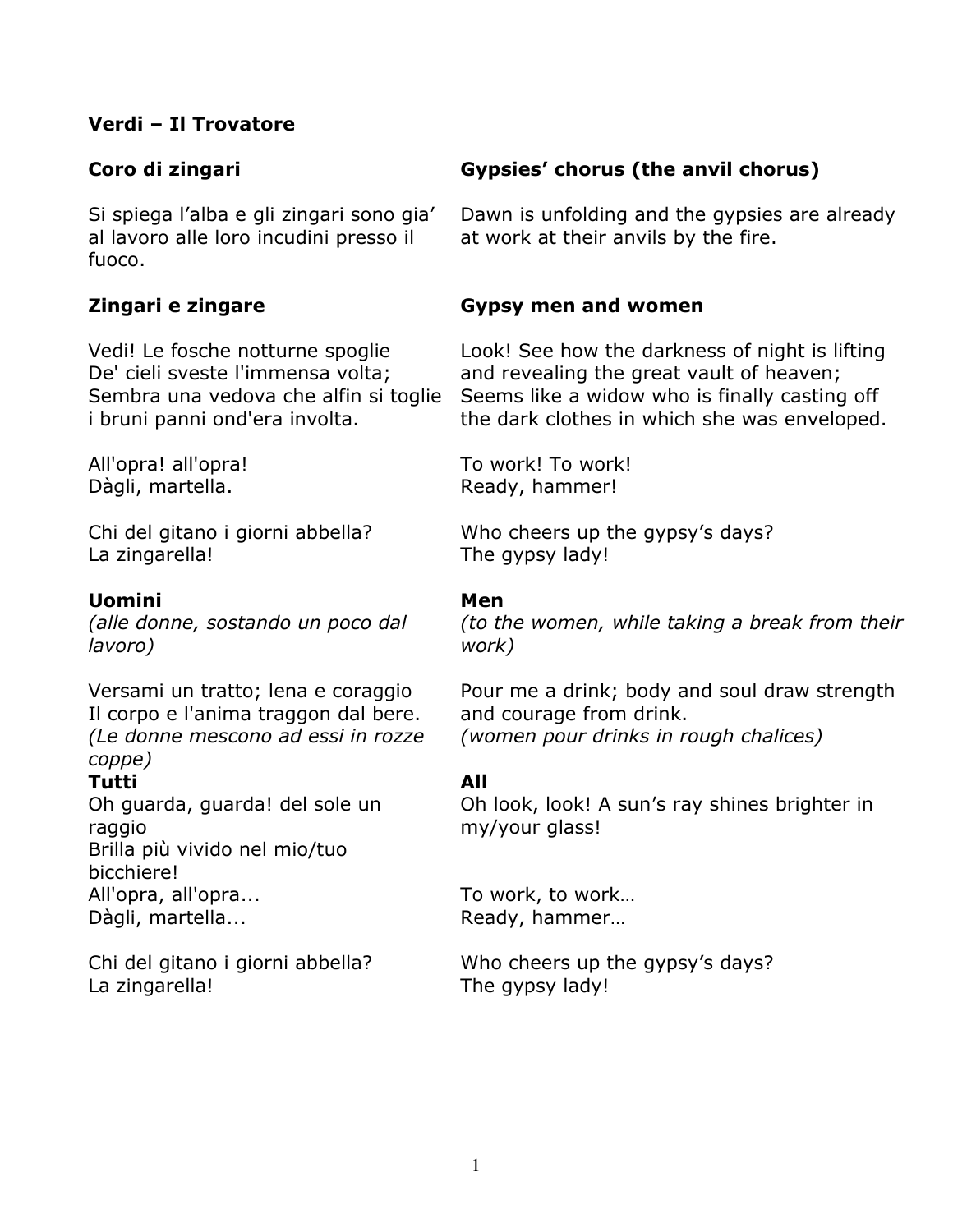**Verdi – Il Trovatore**

**Coro di zingari**

Si spiega l’alba e gli zingari sono gia’ al lavoro alle loro incudini presso il fuoco.

**Zingari e zingare**

Vedi! Le fosche notturne spoglie
De' cieli sveste l'immensa volta;
Sembra una vedova che alfin si toglie
i bruni panni ond'era involta.

All'opra! all'opra!
Dàgli, martella.

Chi del gitano i giorni abbella?
La zingarella!

**Uomini**
*(alle donne, sostando un poco dal lavoro)*

Versami un tratto; lena e coraggio
Il corpo e l'anima traggon dal bere.
*(Le donne mescono ad essi in rozze coppe)*

**Tutti**
Oh guarda, guarda! del sole un raggio
Brilla più vivido nel mio/tuo bicchiere!
All'opra, all'opra...
Dàgli, martella...

Chi del gitano i giorni abbella?
La zingarella!

**Gypsies’ chorus (the anvil chorus)**

Dawn is unfolding and the gypsies are already at work at their anvils by the fire.

**Gypsy men and women**

Look! See how the darkness of night is lifting
and revealing the great vault of heaven;
Seems like a widow who is finally casting off
the dark clothes in which she was enveloped.

To work! To work!
Ready, hammer!

Who cheers up the gypsy’s days?
The gypsy lady!

**Men**
*(to the women, while taking a break from their work)*

Pour me a drink; body and soul draw strength and courage from drink.
*(women pour drinks in rough chalices)*

**All**
Oh look, look! A sun’s ray shines brighter in my/your glass!

To work, to work…
Ready, hammer…

Who cheers up the gypsy’s days?
The gypsy lady!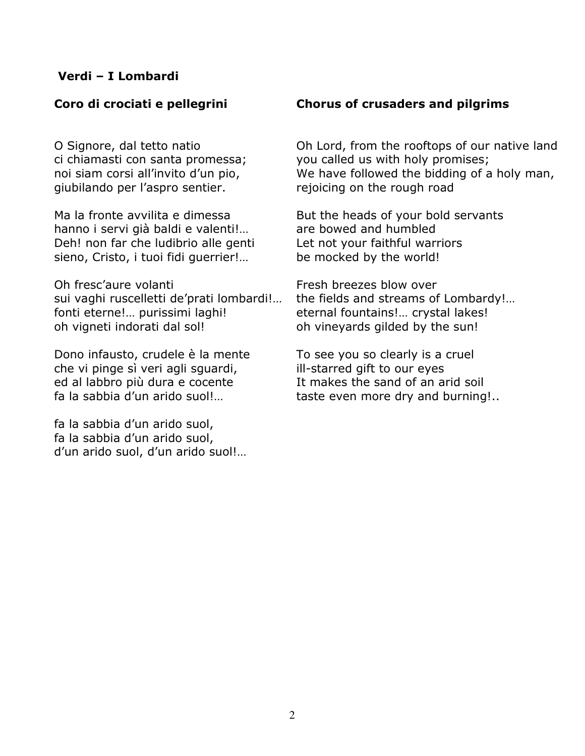**Verdi – I Lombardi**

**Coro di crociati e pellegrini**

O Signore, dal tetto natio
ci chiamasti con santa promessa;
noi siam corsi all'invito d'un pio,
giubilando per l'aspro sentier.

Ma la fronte avvilita e dimessa
hanno i servi già baldi e valenti!…
Deh! non far che ludibrio alle genti
sieno, Cristo, i tuoi fidi guerrier!…

Oh fresc'aure volanti
sui vaghi ruscelletti de'prati lombardi!…
fonti eterne!… purissimi laghi!
oh vigneti indorati dal sol!

Dono infausto, crudele è la mente
che vi pinge sì veri agli sguardi,
ed al labbro più dura e cocente
fa la sabbia d'un arido suol!…

fa la sabbia d'un arido suol,
fa la sabbia d'un arido suol,
d'un arido suol, d'un arido suol!…

**Chorus of crusaders and pilgrims**

Oh Lord, from the rooftops of our native land
you called us with holy promises;
We have followed the bidding of a holy man,
rejoicing on the rough road

But the heads of your bold servants
are bowed and humbled
Let not your faithful warriors
be mocked by the world!

Fresh breezes blow over
the fields and streams of Lombardy!…
eternal fountains!… crystal lakes!
oh vineyards gilded by the sun!

To see you so clearly is a cruel
ill-starred gift to our eyes
It makes the sand of an arid soil
taste even more dry and burning!..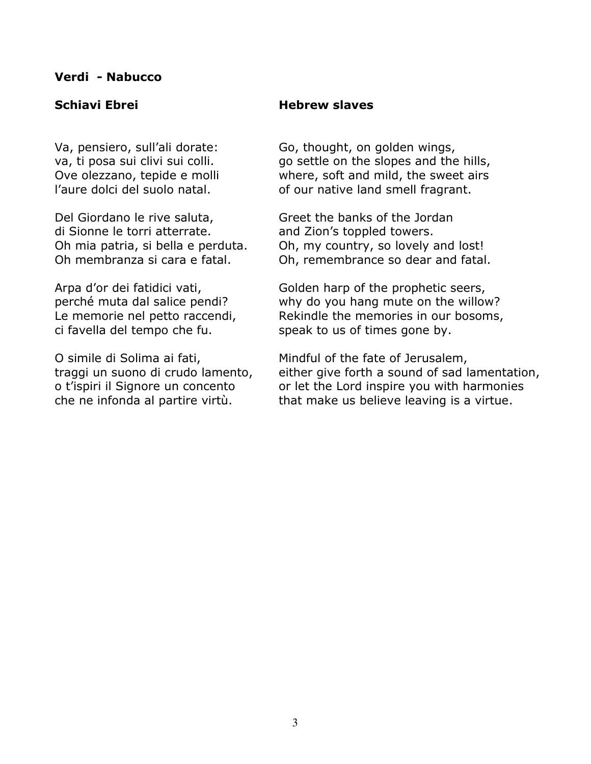**Verdi - Nabucco**

**Schiavi Ebrei**

Va, pensiero, sull'ali dorate:
va, ti posa sui clivi sui colli.
Ove olezzano, tepide e molli
l'aure dolci del suolo natal.

Del Giordano le rive saluta,
di Sionne le torri atterrate.
Oh mia patria, si bella e perduta.
Oh membranza si cara e fatal.

Arpa d'or dei fatidici vati,
perché muta dal salice pendi?
Le memorie nel petto raccendi,
ci favella del tempo che fu.

O simile di Solima ai fati,
traggi un suono di crudo lamento,
o t'ispiri il Signore un concento
che ne infonda al partire virtù.

**Hebrew slaves**

Go, thought, on golden wings,
go settle on the slopes and the hills,
where, soft and mild, the sweet airs
of our native land smell fragrant.

Greet the banks of the Jordan
and Zion's toppled towers.
Oh, my country, so lovely and lost!
Oh, remembrance so dear and fatal.

Golden harp of the prophetic seers,
why do you hang mute on the willow?
Rekindle the memories in our bosoms,
speak to us of times gone by.

Mindful of the fate of Jerusalem,
either give forth a sound of sad lamentation,
or let the Lord inspire you with harmonies
that make us believe leaving is a virtue.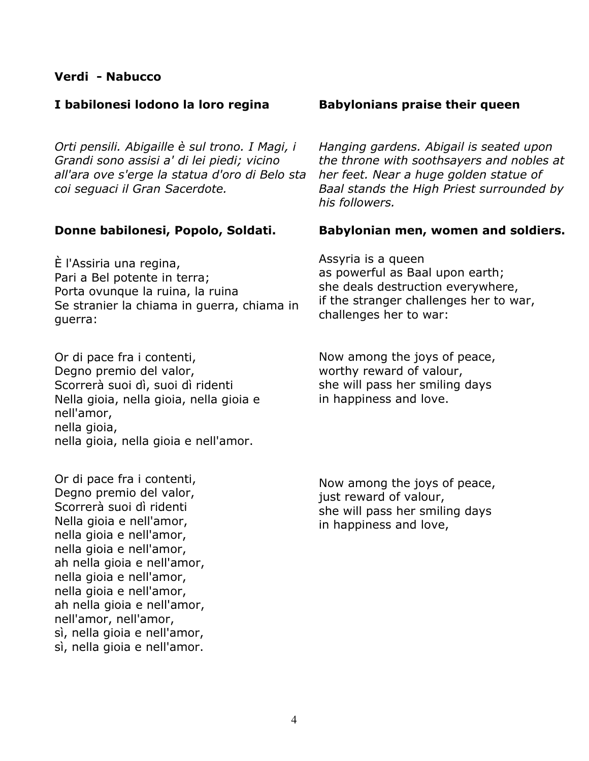**Verdi - Nabucco**

**I babilonesi lodono la loro regina**

*Orti pensili. Abigaille è sul trono. I Magi, i Grandi sono assisi a' di lei piedi; vicino all'ara ove s'erge la statua d'oro di Belo sta coi seguaci il Gran Sacerdote.*

**Donne babilonesi, Popolo, Soldati.**

È l'Assiria una regina,
Pari a Bel potente in terra;
Porta ovunque la ruina, la ruina
Se stranier la chiama in guerra, chiama in guerra:

Or di pace fra i contenti,
Degno premio del valor,
Scorrerà suoi dì, suoi dì ridenti
Nella gioia, nella gioia, nella gioia e nell'amor,
nella gioia,
nella gioia, nella gioia e nell'amor.

Or di pace fra i contenti,
Degno premio del valor,
Scorrerà suoi dì ridenti
Nella gioia e nell'amor,
nella gioia e nell'amor,
nella gioia e nell'amor,
ah nella gioia e nell'amor,
nella gioia e nell'amor,
nella gioia e nell'amor,
ah nella gioia e nell'amor,
nell'amor, nell'amor,
sì, nella gioia e nell'amor,
sì, nella gioia e nell'amor.

**Babylonians praise their queen**

*Hanging gardens. Abigail is seated upon the throne with soothsayers and nobles at her feet. Near a huge golden statue of Baal stands the High Priest surrounded by his followers.*

**Babylonian men, women and soldiers.**

Assyria is a queen
as powerful as Baal upon earth;
she deals destruction everywhere,
if the stranger challenges her to war,
challenges her to war:

Now among the joys of peace,
worthy reward of valour,
she will pass her smiling days
in happiness and love.

Now among the joys of peace,
just reward of valour,
she will pass her smiling days
in happiness and love,